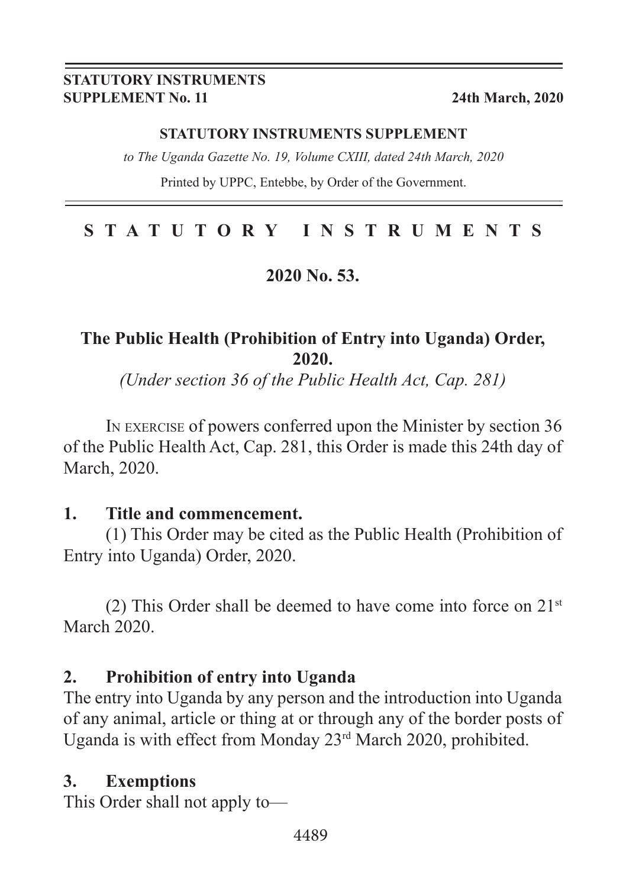**STATUTORY INSTRUMENTS SUPPLEMENT No. 11** **24th March, 2020**

**STATUTORY INSTRUMENTS SUPPLEMENT**

*to The Uganda Gazette No. 19, Volume CXIII, dated 24th March, 2020*

Printed by UPPC, Entebbe, by Order of the Government.

# STATUTORY INSTRUMENTS

## 2020 No. 53.

## The Public Health (Prohibition of Entry into Uganda) Order, 2020.

*(Under section 36 of the Public Health Act, Cap. 281)*

IN EXERCISE of powers conferred upon the Minister by section 36 of the Public Health Act, Cap. 281, this Order is made this 24th day of March, 2020.

### 1. Title and commencement.

(1) This Order may be cited as the Public Health (Prohibition of Entry into Uganda) Order, 2020.

(2) This Order shall be deemed to have come into force on 21st March 2020.

### 2. Prohibition of entry into Uganda

The entry into Uganda by any person and the introduction into Uganda of any animal, article or thing at or through any of the border posts of Uganda is with effect from Monday 23rd March 2020, prohibited.

### 3. Exemptions

This Order shall not apply to—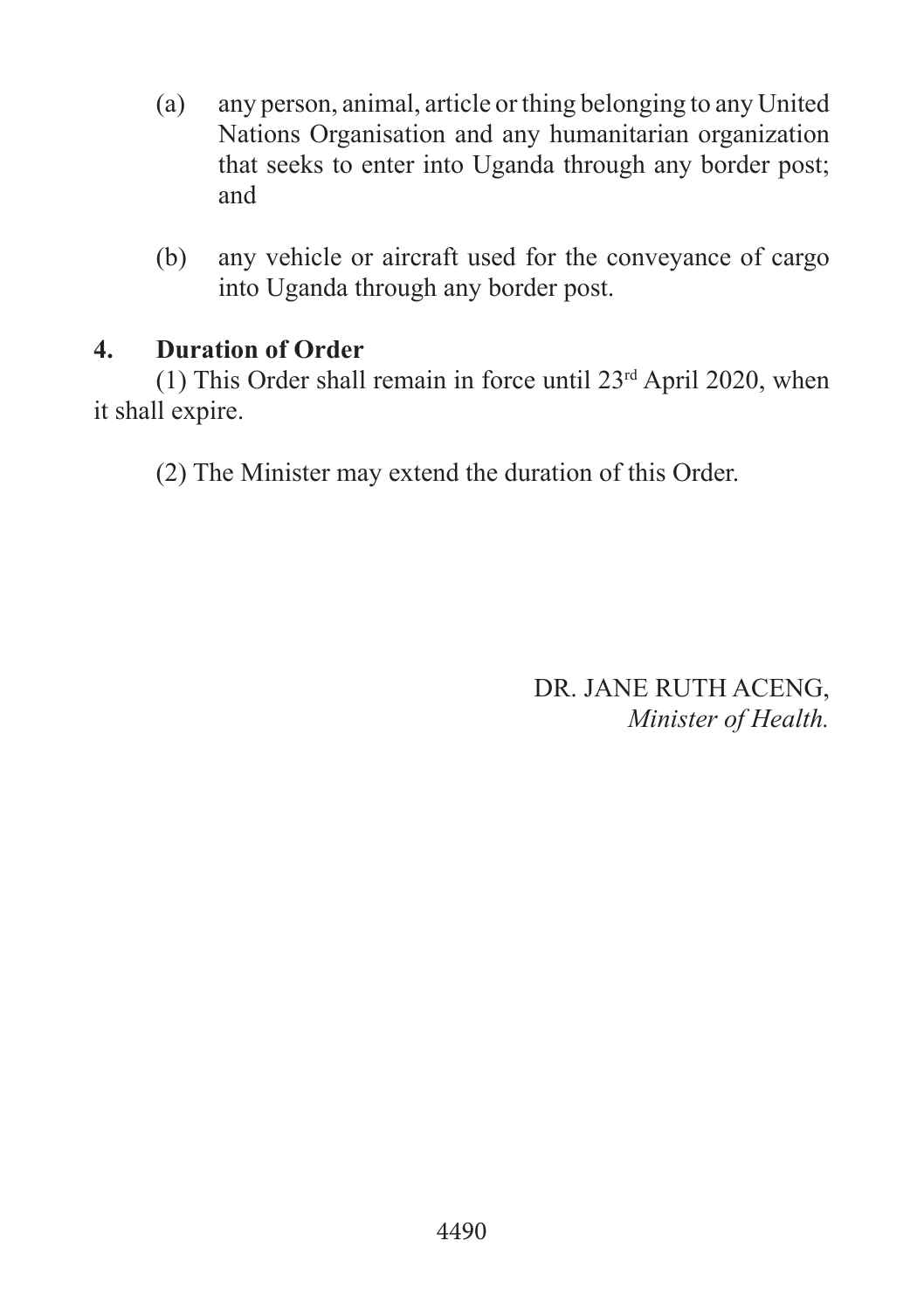(a) any person, animal, article or thing belonging to any United Nations Organisation and any humanitarian organization that seeks to enter into Uganda through any border post; and

(b) any vehicle or aircraft used for the conveyance of cargo into Uganda through any border post.

## 4. Duration of Order

(1) This Order shall remain in force until 23rd April 2020, when it shall expire.

(2) The Minister may extend the duration of this Order.

DR. JANE RUTH ACENG,
*Minister of Health.*